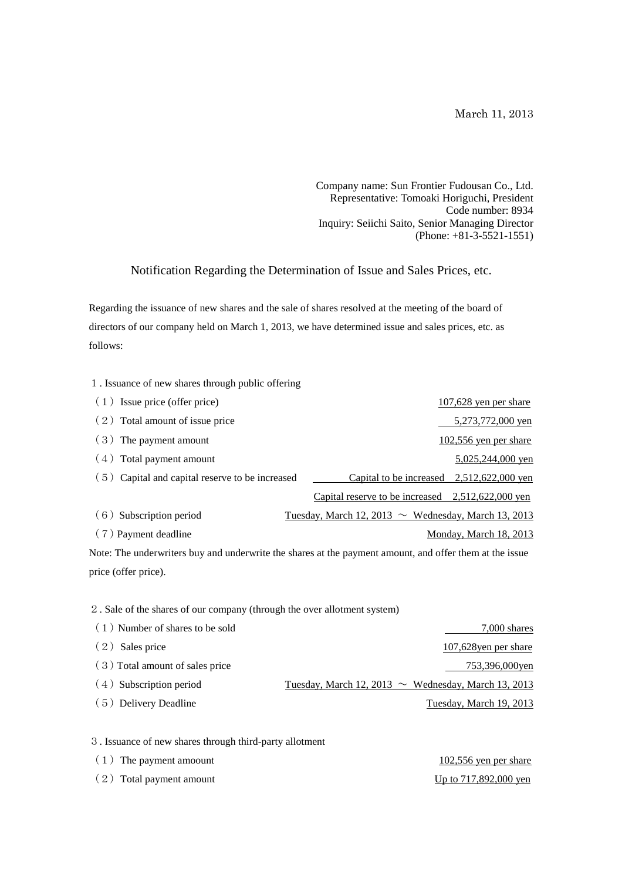March 11, 2013

Company name: Sun Frontier Fudousan Co., Ltd.
Representative: Tomoaki Horiguchi, President
Code number: 8934
Inquiry: Seiichi Saito, Senior Managing Director
(Phone: +81-3-5521-1551)

# Notification Regarding the Determination of Issue and Sales Prices, etc.

Regarding the issuance of new shares and the sale of shares resolved at the meeting of the board of directors of our company held on March 1, 2013, we have determined issue and sales prices, etc. as follows:

１. Issuance of new shares through public offering

| | |
|---|---|
| （1） Issue price (offer price) | 107,628 yen per share |
| （2） Total amount of issue price | 5,273,772,000 yen |
| （3） The payment amount | 102,556 yen per share |
| （4） Total payment amount | 5,025,244,000 yen |
| （5） Capital and capital reserve to be increased | Capital to be increased 2,512,622,000 yen |
| | Capital reserve to be increased 2,512,622,000 yen |
| （6） Subscription period | Tuesday, March 12, 2013 ～ Wednesday, March 13, 2013 |
| （7） Payment deadline | Monday, March 18, 2013 |

Note: The underwriters buy and underwrite the shares at the payment amount, and offer them at the issue price (offer price).

２. Sale of the shares of our company (through the over allotment system)

| | |
|---|---|
| （1） Number of shares to be sold | 7,000 shares |
| （2） Sales price | 107,628yen per share |
| （3） Total amount of sales price | 753,396,000yen |
| （4） Subscription period | Tuesday, March 12, 2013 ～ Wednesday, March 13, 2013 |
| （5） Delivery Deadline | Tuesday, March 19, 2013 |

３. Issuance of new shares through third-party allotment

| | |
|---|---|
| （1） The payment amoount | 102,556 yen per share |
| （2） Total payment amount | Up to 717,892,000 yen |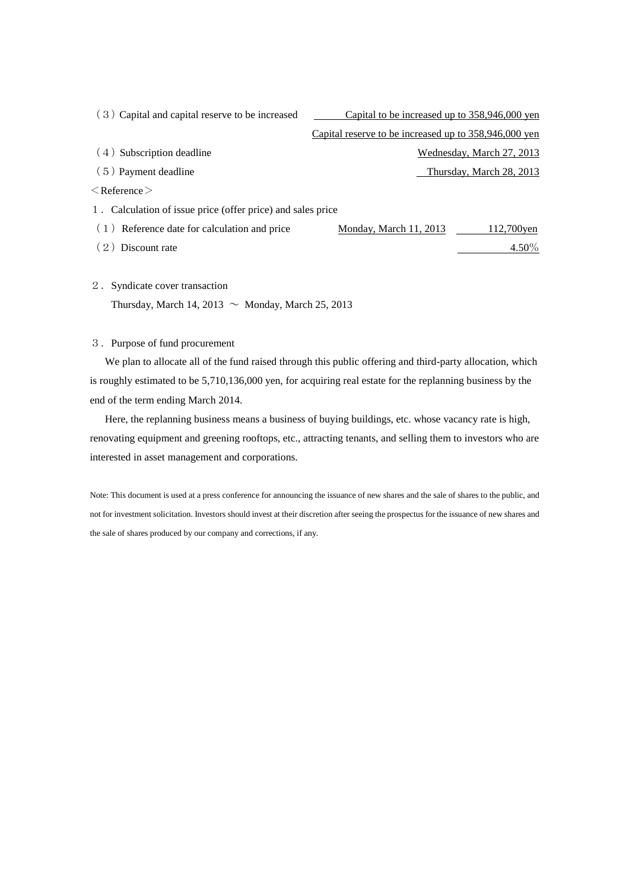（3）Capital and capital reserve to be increased　　Capital to be increased up to 358,946,000 yen

Capital reserve to be increased up to 358,946,000 yen

（4）Subscription deadline　　Wednesday, March 27, 2013

（5）Payment deadline　　Thursday, March 28, 2013

＜Reference＞

1．Calculation of issue price (offer price) and sales price

（1）Reference date for calculation and price　　Monday, March 11, 2013　　112,700yen

（2）Discount rate　　4.50%

2．Syndicate cover transaction

Thursday, March 14, 2013 ～ Monday, March 25, 2013

3．Purpose of fund procurement

We plan to allocate all of the fund raised through this public offering and third-party allocation, which is roughly estimated to be 5,710,136,000 yen, for acquiring real estate for the replanning business by the end of the term ending March 2014.

Here, the replanning business means a business of buying buildings, etc. whose vacancy rate is high, renovating equipment and greening rooftops, etc., attracting tenants, and selling them to investors who are interested in asset management and corporations.

Note: This document is used at a press conference for announcing the issuance of new shares and the sale of shares to the public, and not for investment solicitation. Investors should invest at their discretion after seeing the prospectus for the issuance of new shares and the sale of shares produced by our company and corrections, if any.